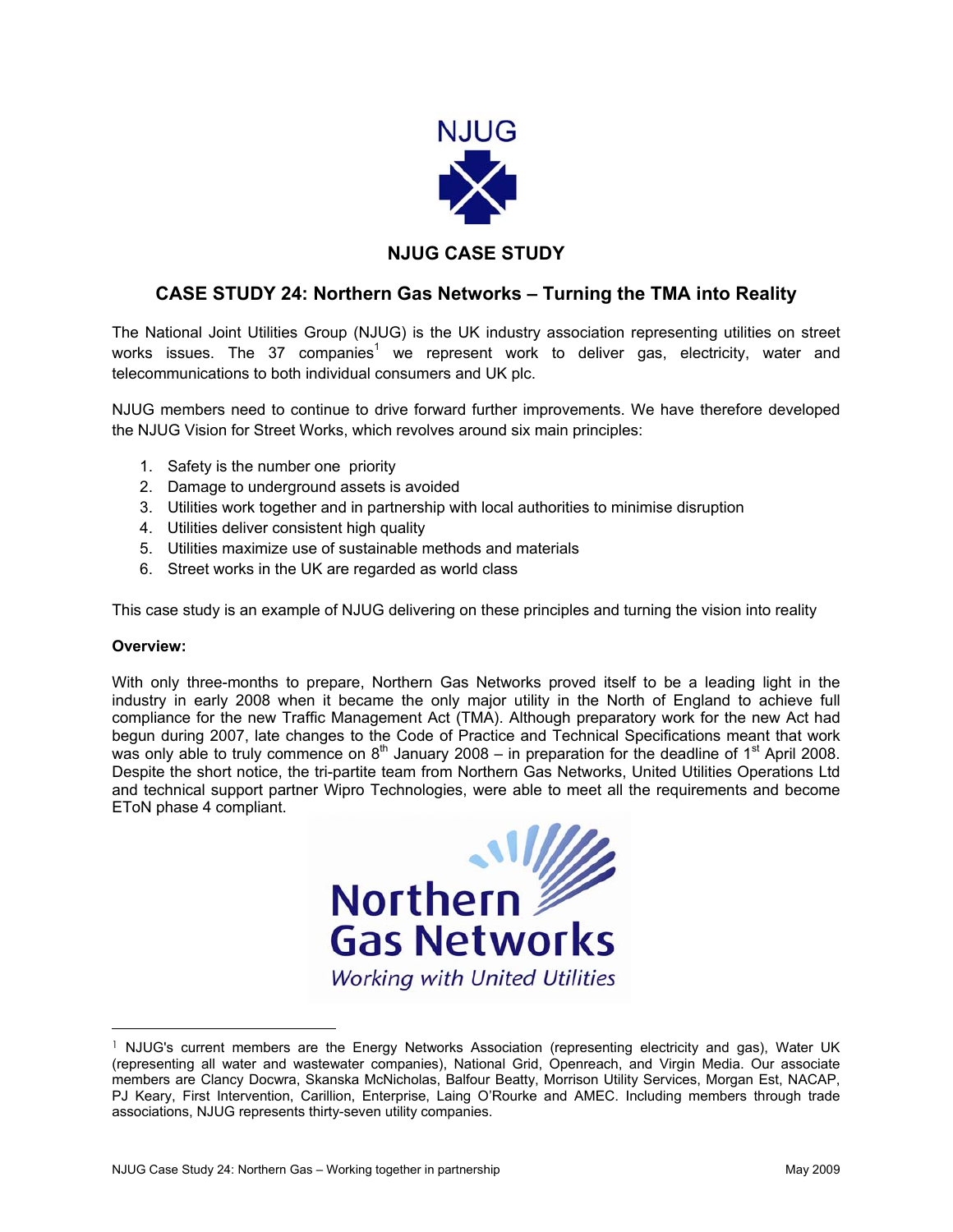NJUG

**NJUG CASE STUDY**

## CASE STUDY 24: Northern Gas Networks – Turning the TMA into Reality

The National Joint Utilities Group (NJUG) is the UK industry association representing utilities on street works issues. The 37 companies[1] we represent work to deliver gas, electricity, water and telecommunications to both individual consumers and UK plc.

NJUG members need to continue to drive forward further improvements. We have therefore developed the NJUG Vision for Street Works, which revolves around six main principles:

1. Safety is the number one priority
2. Damage to underground assets is avoided
3. Utilities work together and in partnership with local authorities to minimise disruption
4. Utilities deliver consistent high quality
5. Utilities maximize use of sustainable methods and materials
6. Street works in the UK are regarded as world class

This case study is an example of NJUG delivering on these principles and turning the vision into reality

**Overview:**

With only three-months to prepare, Northern Gas Networks proved itself to be a leading light in the industry in early 2008 when it became the only major utility in the North of England to achieve full compliance for the new Traffic Management Act (TMA). Although preparatory work for the new Act had begun during 2007, late changes to the Code of Practice and Technical Specifications meant that work was only able to truly commence on 8th January 2008 – in preparation for the deadline of 1st April 2008. Despite the short notice, the tri-partite team from Northern Gas Networks, United Utilities Operations Ltd and technical support partner Wipro Technologies, were able to meet all the requirements and become EToN phase 4 compliant.

Northern Gas Networks
*Working with United Utilities*

[1] NJUG's current members are the Energy Networks Association (representing electricity and gas), Water UK (representing all water and wastewater companies), National Grid, Openreach, and Virgin Media. Our associate members are Clancy Docwra, Skanska McNicholas, Balfour Beatty, Morrison Utility Services, Morgan Est, NACAP, PJ Keary, First Intervention, Carillion, Enterprise, Laing O'Rourke and AMEC. Including members through trade associations, NJUG represents thirty-seven utility companies.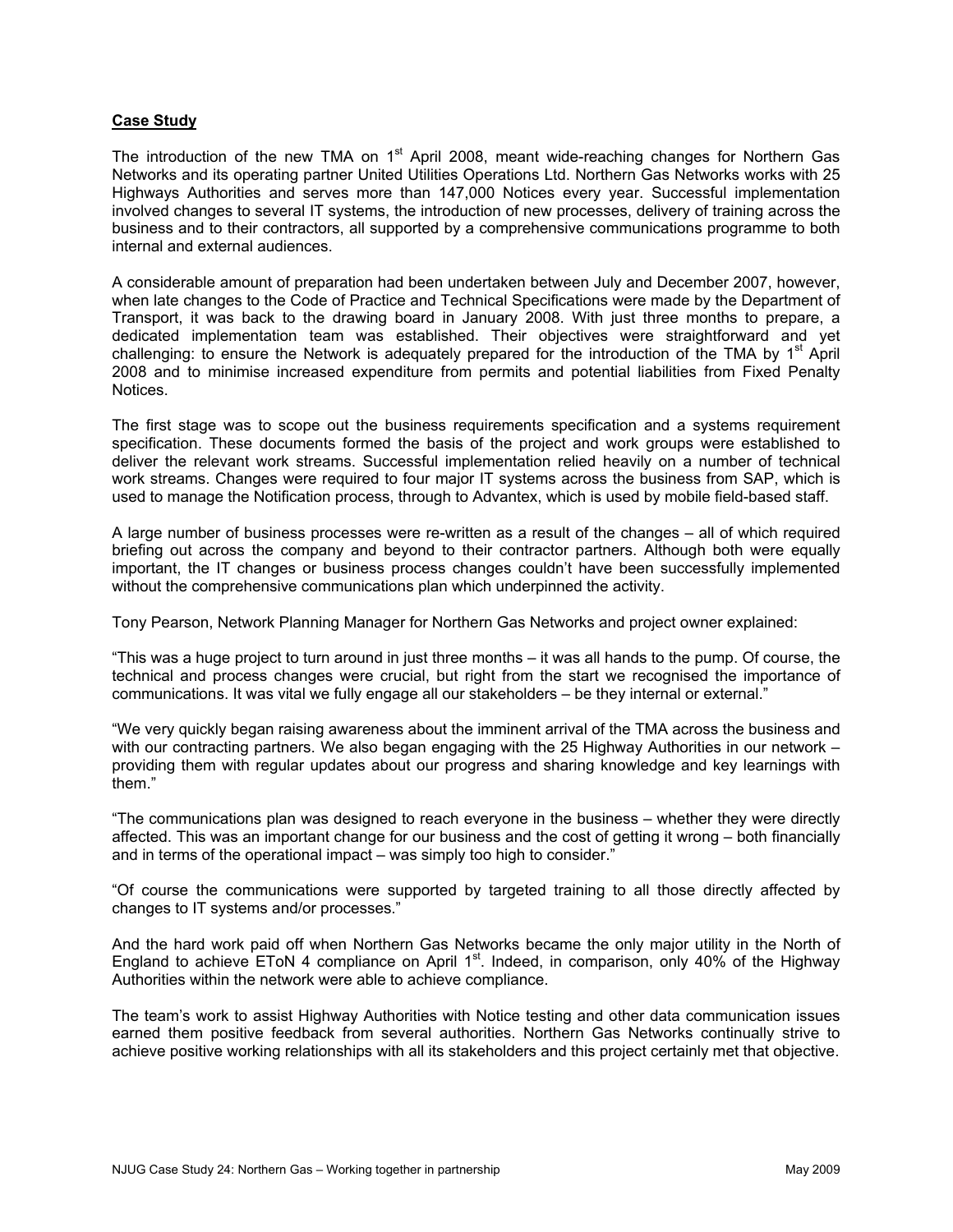**Case Study**

The introduction of the new TMA on 1st April 2008, meant wide-reaching changes for Northern Gas Networks and its operating partner United Utilities Operations Ltd. Northern Gas Networks works with 25 Highways Authorities and serves more than 147,000 Notices every year. Successful implementation involved changes to several IT systems, the introduction of new processes, delivery of training across the business and to their contractors, all supported by a comprehensive communications programme to both internal and external audiences.

A considerable amount of preparation had been undertaken between July and December 2007, however, when late changes to the Code of Practice and Technical Specifications were made by the Department of Transport, it was back to the drawing board in January 2008. With just three months to prepare, a dedicated implementation team was established. Their objectives were straightforward and yet challenging: to ensure the Network is adequately prepared for the introduction of the TMA by 1st April 2008 and to minimise increased expenditure from permits and potential liabilities from Fixed Penalty Notices.

The first stage was to scope out the business requirements specification and a systems requirement specification. These documents formed the basis of the project and work groups were established to deliver the relevant work streams. Successful implementation relied heavily on a number of technical work streams. Changes were required to four major IT systems across the business from SAP, which is used to manage the Notification process, through to Advantex, which is used by mobile field-based staff.

A large number of business processes were re-written as a result of the changes – all of which required briefing out across the company and beyond to their contractor partners. Although both were equally important, the IT changes or business process changes couldn't have been successfully implemented without the comprehensive communications plan which underpinned the activity.

Tony Pearson, Network Planning Manager for Northern Gas Networks and project owner explained:

"This was a huge project to turn around in just three months – it was all hands to the pump. Of course, the technical and process changes were crucial, but right from the start we recognised the importance of communications. It was vital we fully engage all our stakeholders – be they internal or external."

"We very quickly began raising awareness about the imminent arrival of the TMA across the business and with our contracting partners. We also began engaging with the 25 Highway Authorities in our network – providing them with regular updates about our progress and sharing knowledge and key learnings with them."

"The communications plan was designed to reach everyone in the business – whether they were directly affected. This was an important change for our business and the cost of getting it wrong – both financially and in terms of the operational impact – was simply too high to consider."

"Of course the communications were supported by targeted training to all those directly affected by changes to IT systems and/or processes."

And the hard work paid off when Northern Gas Networks became the only major utility in the North of England to achieve EToN 4 compliance on April 1st. Indeed, in comparison, only 40% of the Highway Authorities within the network were able to achieve compliance.

The team's work to assist Highway Authorities with Notice testing and other data communication issues earned them positive feedback from several authorities. Northern Gas Networks continually strive to achieve positive working relationships with all its stakeholders and this project certainly met that objective.